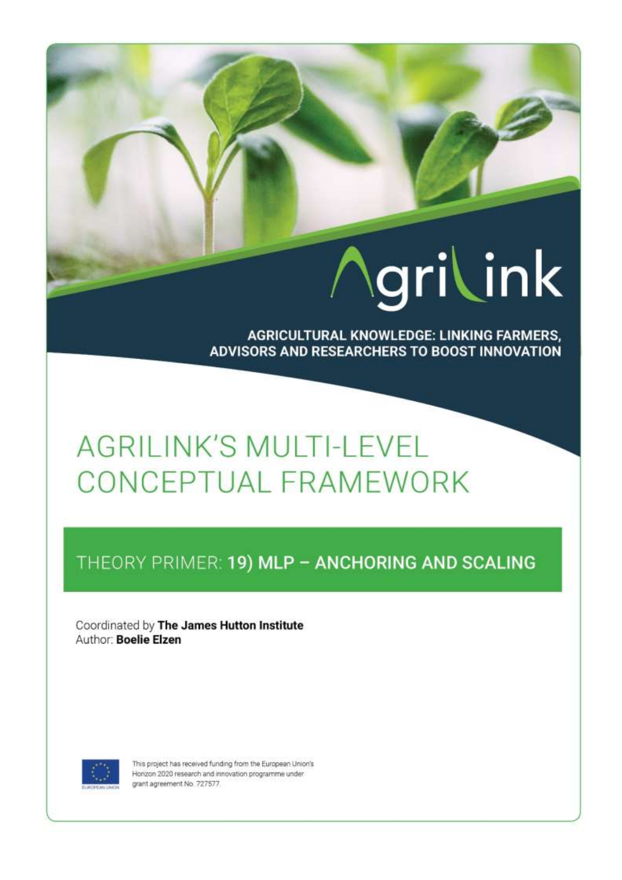# AgriLink

**AGRICULTURAL KNOWLEDGE: LINKING FARMERS, ADVISORS AND RESEARCHERS TO BOOST INNOVATION**

# AGRILINK'S MULTI-LEVEL CONCEPTUAL FRAMEWORK

## THEORY PRIMER: 19) MLP – ANCHORING AND SCALING

Coordinated by **The James Hutton Institute**
Author: **Boelie Elzen**

This project has received funding from the European Union's Horizon 2020 research and innovation programme under grant agreement No. 727577.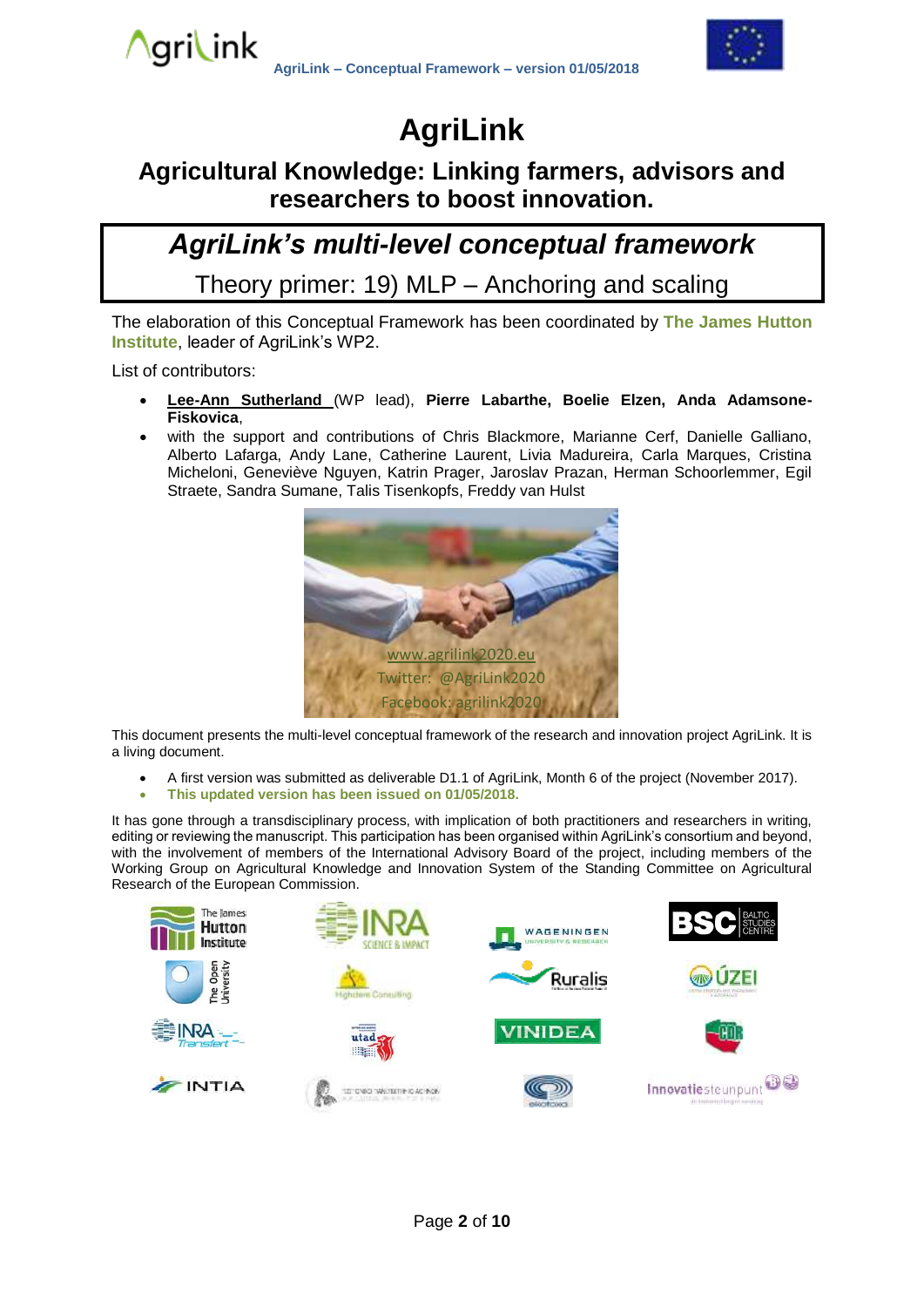# AgriLink

## Agricultural Knowledge: Linking farmers, advisors and researchers to boost innovation.

## *AgriLink's multi-level conceptual framework*

Theory primer: 19) MLP – Anchoring and scaling

The elaboration of this Conceptual Framework has been coordinated by **The James Hutton Institute**, leader of AgriLink's WP2.

List of contributors:

- **Lee-Ann Sutherland** (WP lead), **Pierre Labarthe, Boelie Elzen, Anda Adamsone-Fiskovica**,
- with the support and contributions of Chris Blackmore, Marianne Cerf, Danielle Galliano, Alberto Lafarga, Andy Lane, Catherine Laurent, Livia Madureira, Carla Marques, Cristina Micheloni, Geneviève Nguyen, Katrin Prager, Jaroslav Prazan, Herman Schoorlemmer, Egil Straete, Sandra Sumane, Talis Tisenkopfs, Freddy van Hulst

www.agrilink2020.eu
Twitter: @AgriLink2020
Facebook: agrilink2020

This document presents the multi-level conceptual framework of the research and innovation project AgriLink. It is a living document.

- A first version was submitted as deliverable D1.1 of AgriLink, Month 6 of the project (November 2017).
- **This updated version has been issued on 01/05/2018.**

It has gone through a transdisciplinary process, with implication of both practitioners and researchers in writing, editing or reviewing the manuscript. This participation has been organised within AgriLink's consortium and beyond, with the involvement of members of the International Advisory Board of the project, including members of the Working Group on Agricultural Knowledge and Innovation System of the Standing Committee on Agricultural Research of the European Commission.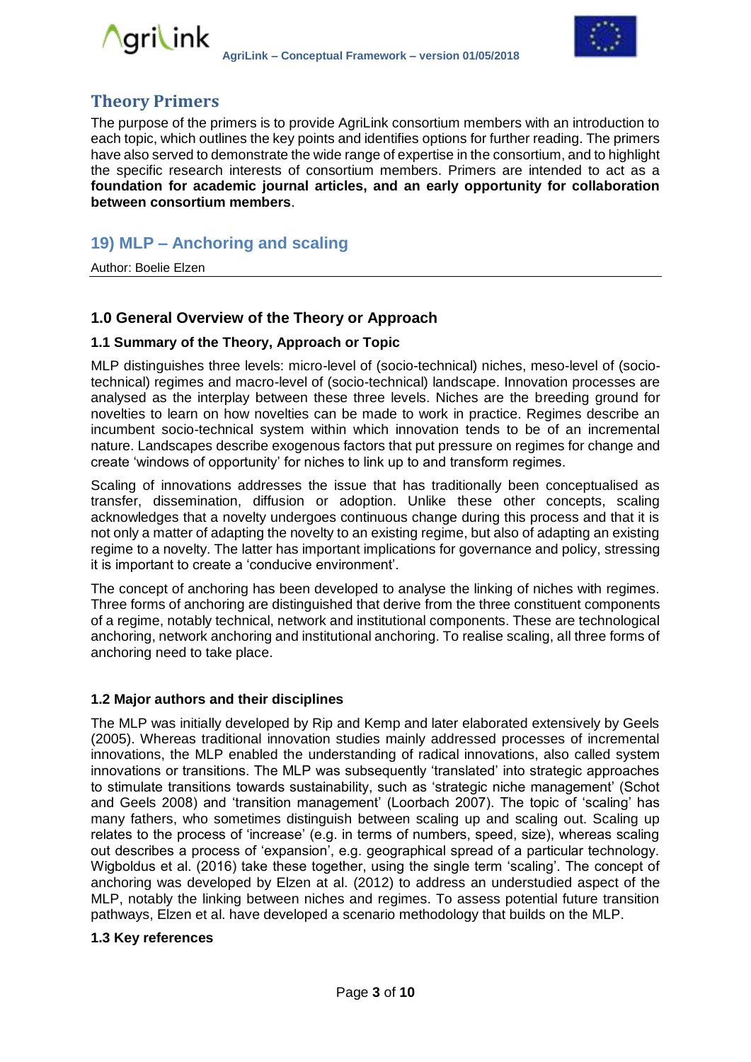## Theory Primers

The purpose of the primers is to provide AgriLink consortium members with an introduction to each topic, which outlines the key points and identifies options for further reading. The primers have also served to demonstrate the wide range of expertise in the consortium, and to highlight the specific research interests of consortium members. Primers are intended to act as a **foundation for academic journal articles, and an early opportunity for collaboration between consortium members**.

## 19) MLP – Anchoring and scaling

Author: Boelie Elzen

---

### 1.0 General Overview of the Theory or Approach

#### 1.1 Summary of the Theory, Approach or Topic

MLP distinguishes three levels: micro-level of (socio-technical) niches, meso-level of (socio-technical) regimes and macro-level of (socio-technical) landscape. Innovation processes are analysed as the interplay between these three levels. Niches are the breeding ground for novelties to learn on how novelties can be made to work in practice. Regimes describe an incumbent socio-technical system within which innovation tends to be of an incremental nature. Landscapes describe exogenous factors that put pressure on regimes for change and create 'windows of opportunity' for niches to link up to and transform regimes.

Scaling of innovations addresses the issue that has traditionally been conceptualised as transfer, dissemination, diffusion or adoption. Unlike these other concepts, scaling acknowledges that a novelty undergoes continuous change during this process and that it is not only a matter of adapting the novelty to an existing regime, but also of adapting an existing regime to a novelty. The latter has important implications for governance and policy, stressing it is important to create a 'conducive environment'.

The concept of anchoring has been developed to analyse the linking of niches with regimes. Three forms of anchoring are distinguished that derive from the three constituent components of a regime, notably technical, network and institutional components. These are technological anchoring, network anchoring and institutional anchoring. To realise scaling, all three forms of anchoring need to take place.

#### 1.2 Major authors and their disciplines

The MLP was initially developed by Rip and Kemp and later elaborated extensively by Geels (2005). Whereas traditional innovation studies mainly addressed processes of incremental innovations, the MLP enabled the understanding of radical innovations, also called system innovations or transitions. The MLP was subsequently 'translated' into strategic approaches to stimulate transitions towards sustainability, such as 'strategic niche management' (Schot and Geels 2008) and 'transition management' (Loorbach 2007). The topic of 'scaling' has many fathers, who sometimes distinguish between scaling up and scaling out. Scaling up relates to the process of 'increase' (e.g. in terms of numbers, speed, size), whereas scaling out describes a process of 'expansion', e.g. geographical spread of a particular technology. Wigboldus et al. (2016) take these together, using the single term 'scaling'. The concept of anchoring was developed by Elzen at al. (2012) to address an understudied aspect of the MLP, notably the linking between niches and regimes. To assess potential future transition pathways, Elzen et al. have developed a scenario methodology that builds on the MLP.

#### 1.3 Key references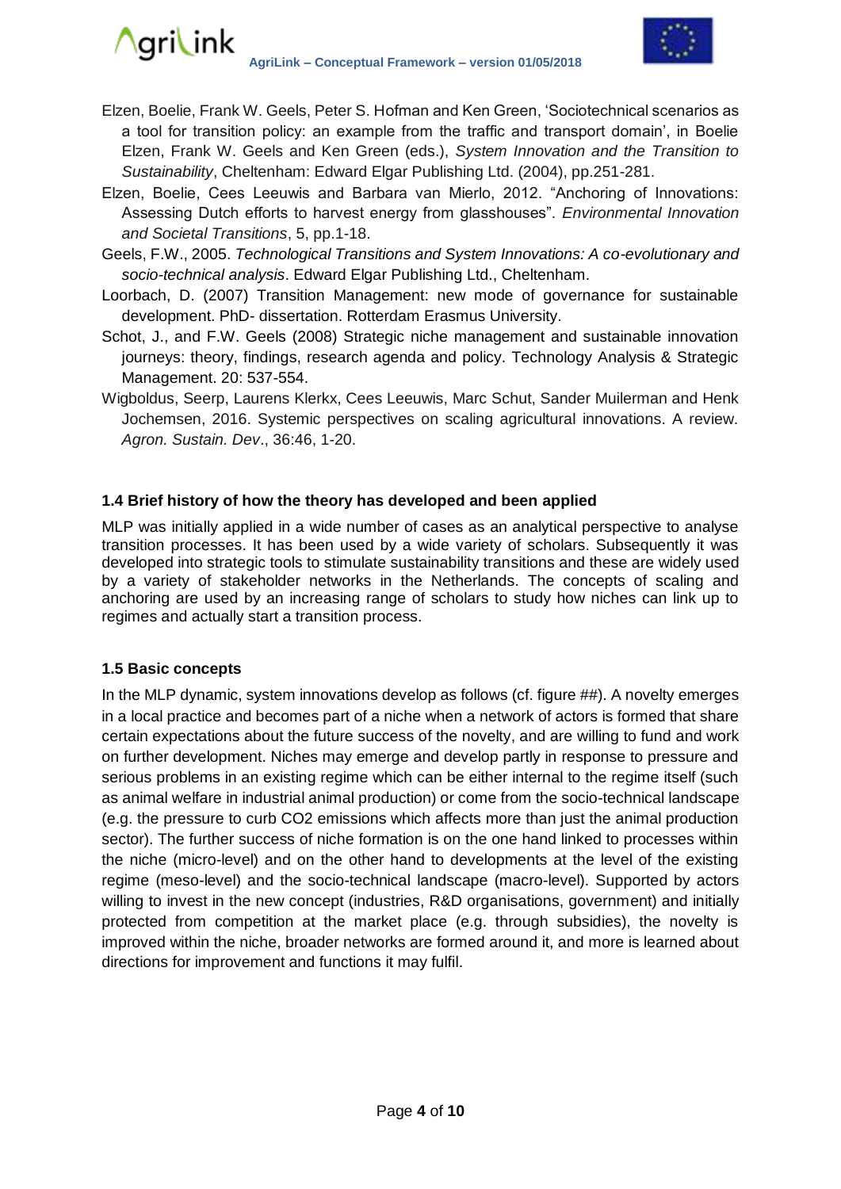Elzen, Boelie, Frank W. Geels, Peter S. Hofman and Ken Green, 'Sociotechnical scenarios as a tool for transition policy: an example from the traffic and transport domain', in Boelie Elzen, Frank W. Geels and Ken Green (eds.), *System Innovation and the Transition to Sustainability*, Cheltenham: Edward Elgar Publishing Ltd. (2004), pp.251-281.

Elzen, Boelie, Cees Leeuwis and Barbara van Mierlo, 2012. "Anchoring of Innovations: Assessing Dutch efforts to harvest energy from glasshouses". *Environmental Innovation and Societal Transitions*, 5, pp.1-18.

Geels, F.W., 2005. *Technological Transitions and System Innovations: A co-evolutionary and socio-technical analysis*. Edward Elgar Publishing Ltd., Cheltenham.

Loorbach, D. (2007) Transition Management: new mode of governance for sustainable development. PhD- dissertation. Rotterdam Erasmus University.

Schot, J., and F.W. Geels (2008) Strategic niche management and sustainable innovation journeys: theory, findings, research agenda and policy. Technology Analysis & Strategic Management. 20: 537-554.

Wigboldus, Seerp, Laurens Klerkx, Cees Leeuwis, Marc Schut, Sander Muilerman and Henk Jochemsen, 2016. Systemic perspectives on scaling agricultural innovations. A review. *Agron. Sustain. Dev*., 36:46, 1-20.

### 1.4 Brief history of how the theory has developed and been applied

MLP was initially applied in a wide number of cases as an analytical perspective to analyse transition processes. It has been used by a wide variety of scholars. Subsequently it was developed into strategic tools to stimulate sustainability transitions and these are widely used by a variety of stakeholder networks in the Netherlands. The concepts of scaling and anchoring are used by an increasing range of scholars to study how niches can link up to regimes and actually start a transition process.

### 1.5 Basic concepts

In the MLP dynamic, system innovations develop as follows (cf. figure ##). A novelty emerges in a local practice and becomes part of a niche when a network of actors is formed that share certain expectations about the future success of the novelty, and are willing to fund and work on further development. Niches may emerge and develop partly in response to pressure and serious problems in an existing regime which can be either internal to the regime itself (such as animal welfare in industrial animal production) or come from the socio-technical landscape (e.g. the pressure to curb $CO_2$ emissions which affects more than just the animal production sector). The further success of niche formation is on the one hand linked to processes within the niche (micro-level) and on the other hand to developments at the level of the existing regime (meso-level) and the socio-technical landscape (macro-level). Supported by actors willing to invest in the new concept (industries, R&D organisations, government) and initially protected from competition at the market place (e.g. through subsidies), the novelty is improved within the niche, broader networks are formed around it, and more is learned about directions for improvement and functions it may fulfil.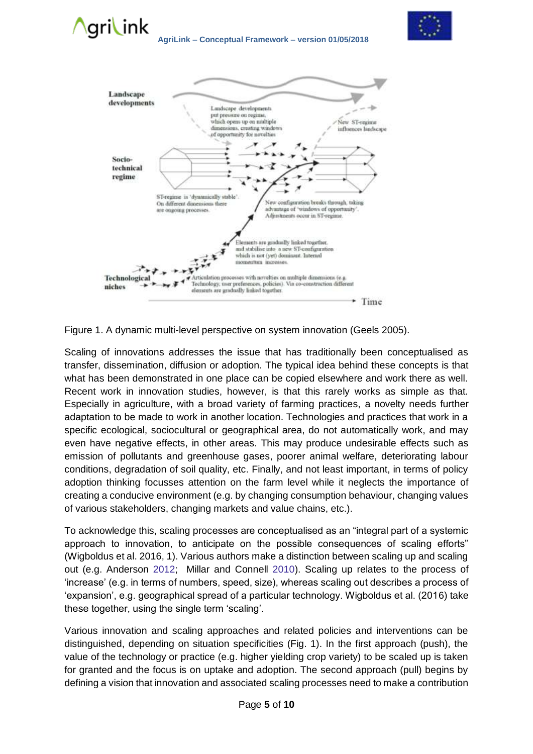Figure 1. A dynamic multi-level perspective on system innovation (Geels 2005).

Scaling of innovations addresses the issue that has traditionally been conceptualised as transfer, dissemination, diffusion or adoption. The typical idea behind these concepts is that what has been demonstrated in one place can be copied elsewhere and work there as well. Recent work in innovation studies, however, is that this rarely works as simple as that. Especially in agriculture, with a broad variety of farming practices, a novelty needs further adaptation to be made to work in another location. Technologies and practices that work in a specific ecological, sociocultural or geographical area, do not automatically work, and may even have negative effects, in other areas. This may produce undesirable effects such as emission of pollutants and greenhouse gases, poorer animal welfare, deteriorating labour conditions, degradation of soil quality, etc. Finally, and not least important, in terms of policy adoption thinking focusses attention on the farm level while it neglects the importance of creating a conducive environment (e.g. by changing consumption behaviour, changing values of various stakeholders, changing markets and value chains, etc.).

To acknowledge this, scaling processes are conceptualised as an "integral part of a systemic approach to innovation, to anticipate on the possible consequences of scaling efforts" (Wigboldus et al. 2016, 1). Various authors make a distinction between scaling up and scaling out (e.g. Anderson 2012; Millar and Connell 2010). Scaling up relates to the process of 'increase' (e.g. in terms of numbers, speed, size), whereas scaling out describes a process of 'expansion', e.g. geographical spread of a particular technology. Wigboldus et al. (2016) take these together, using the single term 'scaling'.

Various innovation and scaling approaches and related policies and interventions can be distinguished, depending on situation specificities (Fig. 1). In the first approach (push), the value of the technology or practice (e.g. higher yielding crop variety) to be scaled up is taken for granted and the focus is on uptake and adoption. The second approach (pull) begins by defining a vision that innovation and associated scaling processes need to make a contribution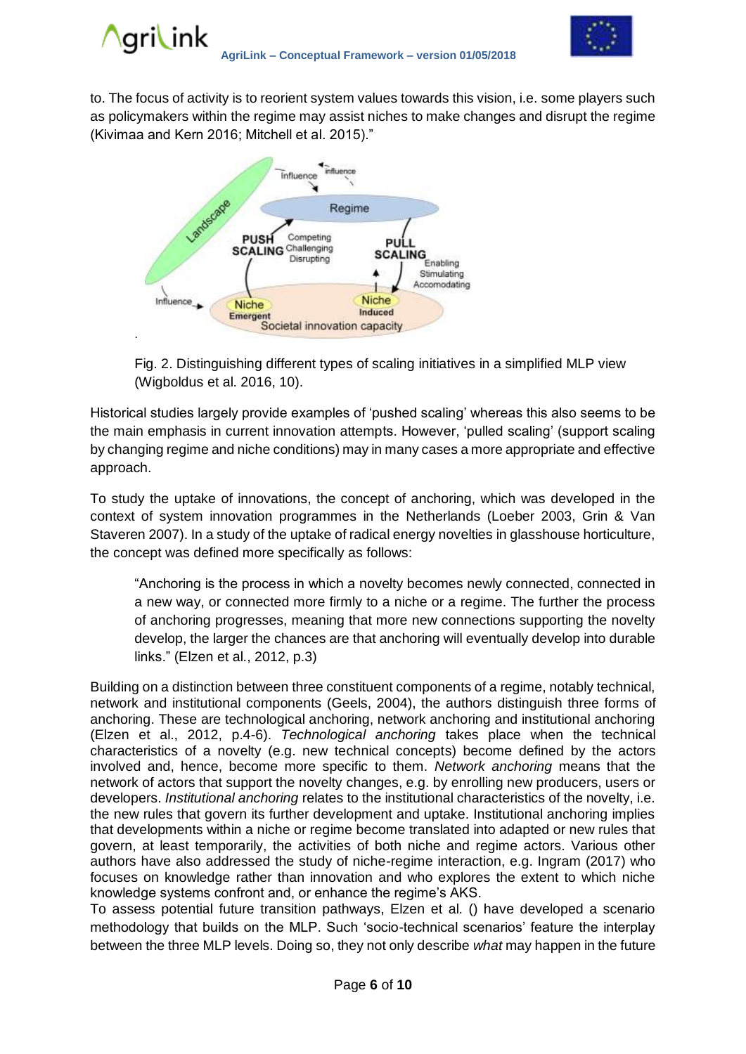to. The focus of activity is to reorient system values towards this vision, i.e. some players such as policymakers within the regime may assist niches to make changes and disrupt the regime (Kivimaa and Kern 2016; Mitchell et al. 2015)."

Fig. 2. Distinguishing different types of scaling initiatives in a simplified MLP view (Wigboldus et al. 2016, 10).

Historical studies largely provide examples of 'pushed scaling' whereas this also seems to be the main emphasis in current innovation attempts. However, 'pulled scaling' (support scaling by changing regime and niche conditions) may in many cases a more appropriate and effective approach.

To study the uptake of innovations, the concept of anchoring, which was developed in the context of system innovation programmes in the Netherlands (Loeber 2003, Grin & Van Staveren 2007). In a study of the uptake of radical energy novelties in glasshouse horticulture, the concept was defined more specifically as follows:

> "Anchoring is the process in which a novelty becomes newly connected, connected in a new way, or connected more firmly to a niche or a regime. The further the process of anchoring progresses, meaning that more new connections supporting the novelty develop, the larger the chances are that anchoring will eventually develop into durable links." (Elzen et al., 2012, p.3)

Building on a distinction between three constituent components of a regime, notably technical, network and institutional components (Geels, 2004), the authors distinguish three forms of anchoring. These are technological anchoring, network anchoring and institutional anchoring (Elzen et al., 2012, p.4-6). *Technological anchoring* takes place when the technical characteristics of a novelty (e.g. new technical concepts) become defined by the actors involved and, hence, become more specific to them. *Network anchoring* means that the network of actors that support the novelty changes, e.g. by enrolling new producers, users or developers. *Institutional anchoring* relates to the institutional characteristics of the novelty, i.e. the new rules that govern its further development and uptake. Institutional anchoring implies that developments within a niche or regime become translated into adapted or new rules that govern, at least temporarily, the activities of both niche and regime actors. Various other authors have also addressed the study of niche-regime interaction, e.g. Ingram (2017) who focuses on knowledge rather than innovation and who explores the extent to which niche knowledge systems confront and, or enhance the regime's AKS.

To assess potential future transition pathways, Elzen et al. () have developed a scenario methodology that builds on the MLP. Such 'socio-technical scenarios' feature the interplay between the three MLP levels. Doing so, they not only describe *what* may happen in the future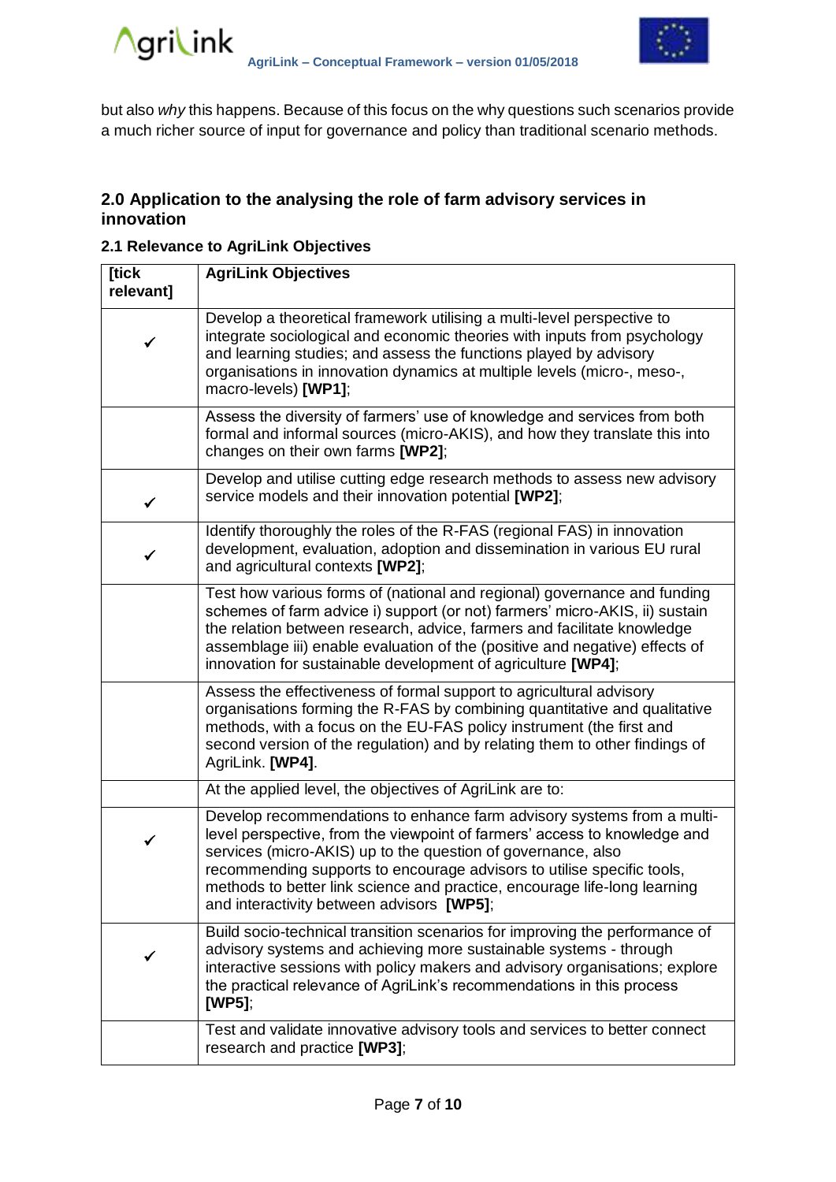but also *why* this happens. Because of this focus on the why questions such scenarios provide a much richer source of input for governance and policy than traditional scenario methods.

## 2.0 Application to the analysing the role of farm advisory services in innovation

### 2.1 Relevance to AgriLink Objectives

| [tick relevant] | AgriLink Objectives |
|---|---|
| ✓ | Develop a theoretical framework utilising a multi-level perspective to integrate sociological and economic theories with inputs from psychology and learning studies; and assess the functions played by advisory organisations in innovation dynamics at multiple levels (micro-, meso-, macro-levels) **[WP1]**; |
| | Assess the diversity of farmers' use of knowledge and services from both formal and informal sources (micro-AKIS), and how they translate this into changes on their own farms **[WP2]**; |
| ✓ | Develop and utilise cutting edge research methods to assess new advisory service models and their innovation potential **[WP2]**; |
| ✓ | Identify thoroughly the roles of the R-FAS (regional FAS) in innovation development, evaluation, adoption and dissemination in various EU rural and agricultural contexts **[WP2]**; |
| | Test how various forms of (national and regional) governance and funding schemes of farm advice i) support (or not) farmers' micro-AKIS, ii) sustain the relation between research, advice, farmers and facilitate knowledge assemblage iii) enable evaluation of the (positive and negative) effects of innovation for sustainable development of agriculture **[WP4]**; |
| | Assess the effectiveness of formal support to agricultural advisory organisations forming the R-FAS by combining quantitative and qualitative methods, with a focus on the EU-FAS policy instrument (the first and second version of the regulation) and by relating them to other findings of AgriLink. **[WP4]**. |
| | At the applied level, the objectives of AgriLink are to: |
| ✓ | Develop recommendations to enhance farm advisory systems from a multi-level perspective, from the viewpoint of farmers' access to knowledge and services (micro-AKIS) up to the question of governance, also recommending supports to encourage advisors to utilise specific tools, methods to better link science and practice, encourage life-long learning and interactivity between advisors **[WP5]**; |
| ✓ | Build socio-technical transition scenarios for improving the performance of advisory systems and achieving more sustainable systems - through interactive sessions with policy makers and advisory organisations; explore the practical relevance of AgriLink's recommendations in this process **[WP5]**; |
| | Test and validate innovative advisory tools and services to better connect research and practice **[WP3]**; |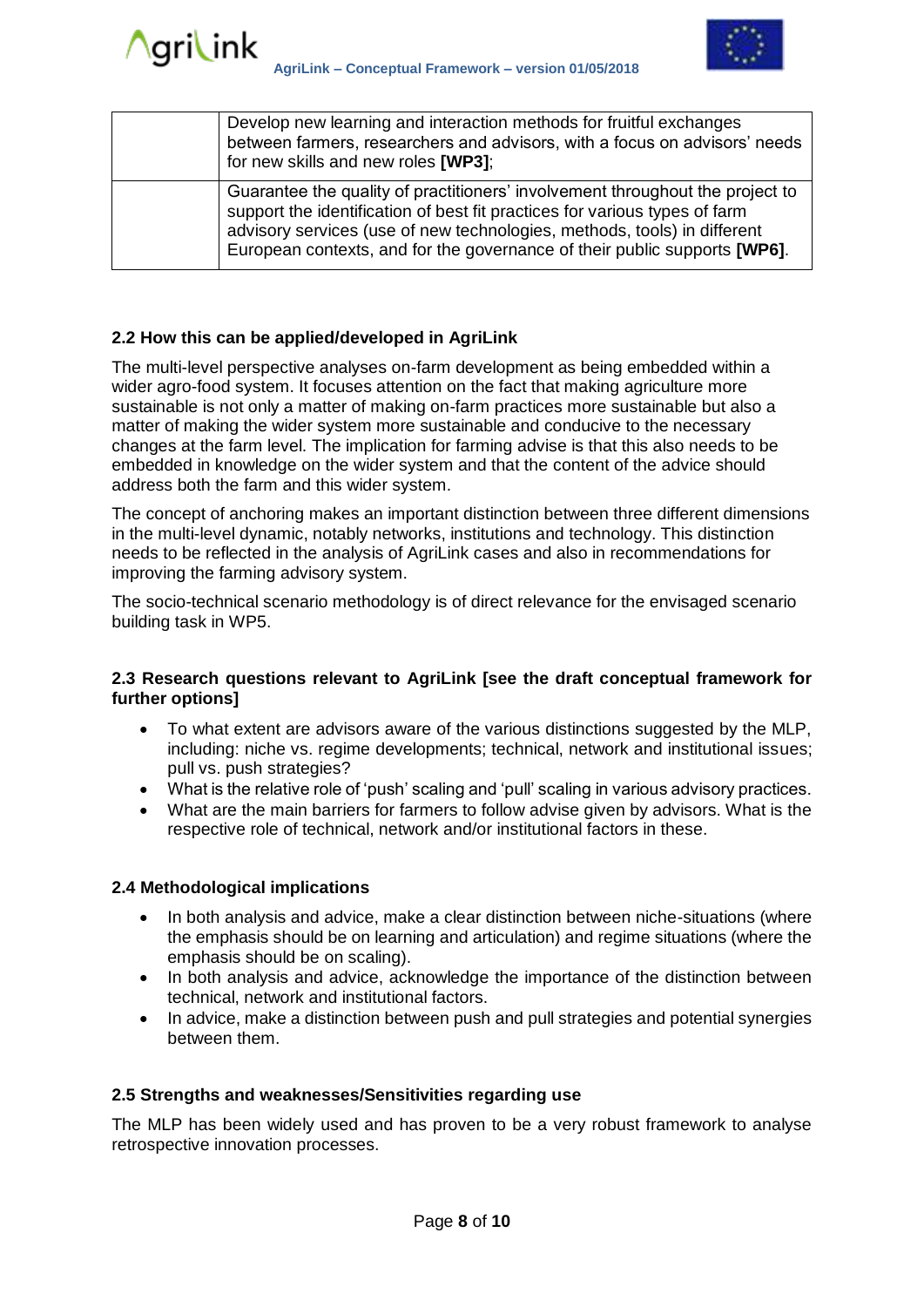| | |
|---|---|
| | Develop new learning and interaction methods for fruitful exchanges between farmers, researchers and advisors, with a focus on advisors' needs for new skills and new roles **[WP3]**; |
| | Guarantee the quality of practitioners' involvement throughout the project to support the identification of best fit practices for various types of farm advisory services (use of new technologies, methods, tools) in different European contexts, and for the governance of their public supports **[WP6]**. |

### 2.2 How this can be applied/developed in AgriLink

The multi-level perspective analyses on-farm development as being embedded within a wider agro-food system. It focuses attention on the fact that making agriculture more sustainable is not only a matter of making on-farm practices more sustainable but also a matter of making the wider system more sustainable and conducive to the necessary changes at the farm level. The implication for farming advise is that this also needs to be embedded in knowledge on the wider system and that the content of the advice should address both the farm and this wider system.

The concept of anchoring makes an important distinction between three different dimensions in the multi-level dynamic, notably networks, institutions and technology. This distinction needs to be reflected in the analysis of AgriLink cases and also in recommendations for improving the farming advisory system.

The socio-technical scenario methodology is of direct relevance for the envisaged scenario building task in WP5.

### 2.3 Research questions relevant to AgriLink [see the draft conceptual framework for further options]

- To what extent are advisors aware of the various distinctions suggested by the MLP, including: niche vs. regime developments; technical, network and institutional issues; pull vs. push strategies?
- What is the relative role of 'push' scaling and 'pull' scaling in various advisory practices.
- What are the main barriers for farmers to follow advise given by advisors. What is the respective role of technical, network and/or institutional factors in these.

### 2.4 Methodological implications

- In both analysis and advice, make a clear distinction between niche-situations (where the emphasis should be on learning and articulation) and regime situations (where the emphasis should be on scaling).
- In both analysis and advice, acknowledge the importance of the distinction between technical, network and institutional factors.
- In advice, make a distinction between push and pull strategies and potential synergies between them.

### 2.5 Strengths and weaknesses/Sensitivities regarding use

The MLP has been widely used and has proven to be a very robust framework to analyse retrospective innovation processes.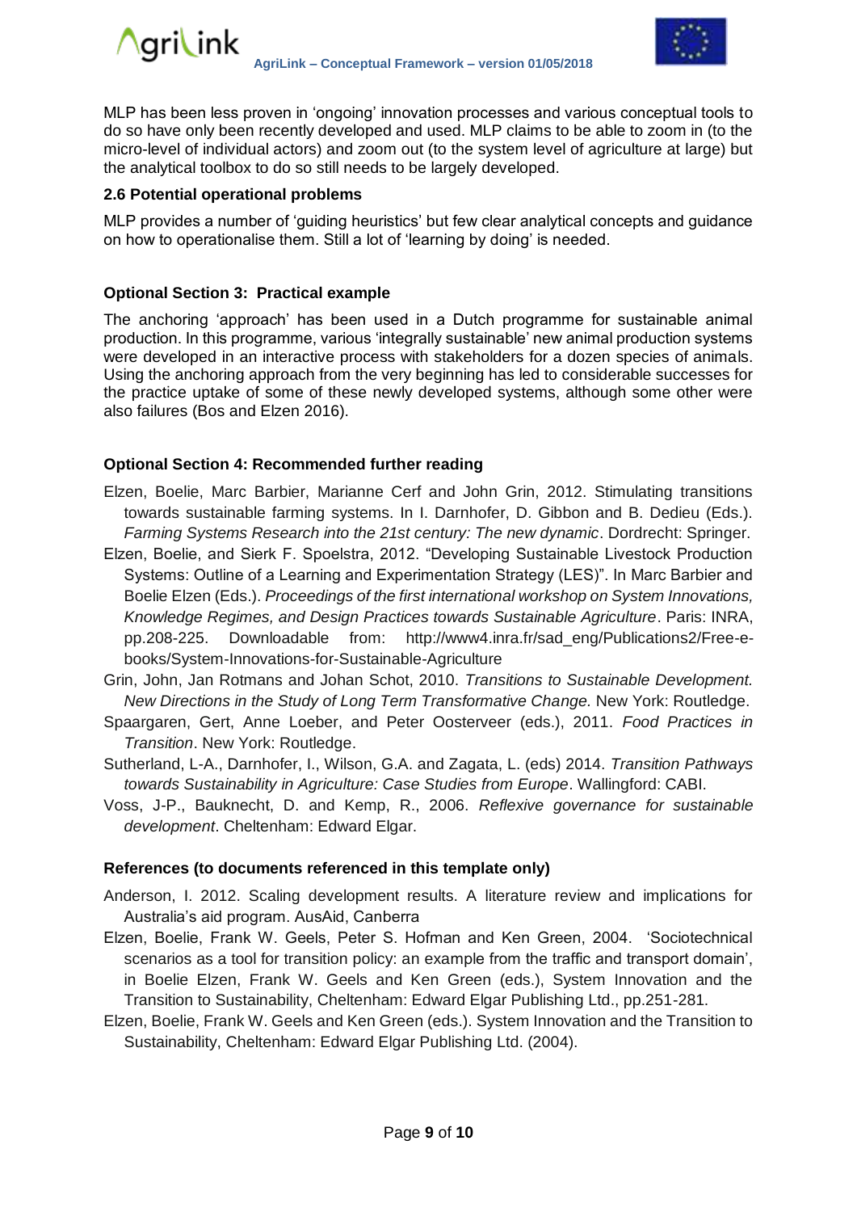MLP has been less proven in 'ongoing' innovation processes and various conceptual tools to do so have only been recently developed and used. MLP claims to be able to zoom in (to the micro-level of individual actors) and zoom out (to the system level of agriculture at large) but the analytical toolbox to do so still needs to be largely developed.

### 2.6 Potential operational problems

MLP provides a number of 'guiding heuristics' but few clear analytical concepts and guidance on how to operationalise them. Still a lot of 'learning by doing' is needed.

### Optional Section 3: Practical example

The anchoring 'approach' has been used in a Dutch programme for sustainable animal production. In this programme, various 'integrally sustainable' new animal production systems were developed in an interactive process with stakeholders for a dozen species of animals. Using the anchoring approach from the very beginning has led to considerable successes for the practice uptake of some of these newly developed systems, although some other were also failures (Bos and Elzen 2016).

### Optional Section 4: Recommended further reading

Elzen, Boelie, Marc Barbier, Marianne Cerf and John Grin, 2012. Stimulating transitions towards sustainable farming systems. In I. Darnhofer, D. Gibbon and B. Dedieu (Eds.). *Farming Systems Research into the 21st century: The new dynamic*. Dordrecht: Springer.

Elzen, Boelie, and Sierk F. Spoelstra, 2012. "Developing Sustainable Livestock Production Systems: Outline of a Learning and Experimentation Strategy (LES)". In Marc Barbier and Boelie Elzen (Eds.). *Proceedings of the first international workshop on System Innovations, Knowledge Regimes, and Design Practices towards Sustainable Agriculture*. Paris: INRA, pp.208-225. Downloadable from: http://www4.inra.fr/sad_eng/Publications2/Free-e-books/System-Innovations-for-Sustainable-Agriculture

Grin, John, Jan Rotmans and Johan Schot, 2010. *Transitions to Sustainable Development. New Directions in the Study of Long Term Transformative Change.* New York: Routledge.

Spaargaren, Gert, Anne Loeber, and Peter Oosterveer (eds.), 2011. *Food Practices in Transition*. New York: Routledge.

Sutherland, L-A., Darnhofer, I., Wilson, G.A. and Zagata, L. (eds) 2014. *Transition Pathways towards Sustainability in Agriculture: Case Studies from Europe*. Wallingford: CABI.

Voss, J-P., Bauknecht, D. and Kemp, R., 2006. *Reflexive governance for sustainable development*. Cheltenham: Edward Elgar.

### References (to documents referenced in this template only)

Anderson, I. 2012. Scaling development results. A literature review and implications for Australia's aid program. AusAid, Canberra

Elzen, Boelie, Frank W. Geels, Peter S. Hofman and Ken Green, 2004. 'Sociotechnical scenarios as a tool for transition policy: an example from the traffic and transport domain', in Boelie Elzen, Frank W. Geels and Ken Green (eds.), System Innovation and the Transition to Sustainability, Cheltenham: Edward Elgar Publishing Ltd., pp.251-281.

Elzen, Boelie, Frank W. Geels and Ken Green (eds.). System Innovation and the Transition to Sustainability, Cheltenham: Edward Elgar Publishing Ltd. (2004).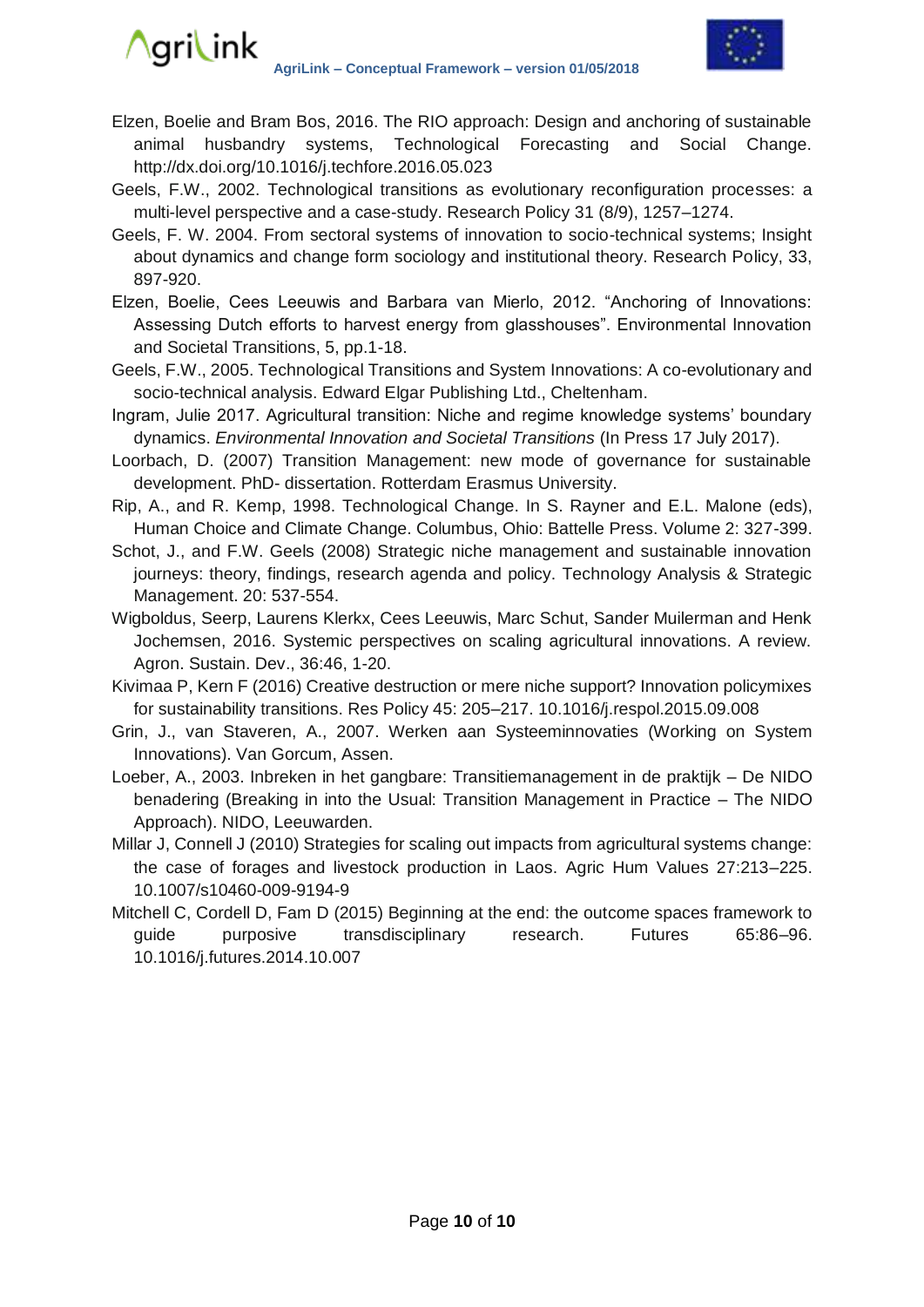Elzen, Boelie and Bram Bos, 2016. The RIO approach: Design and anchoring of sustainable animal husbandry systems, Technological Forecasting and Social Change. http://dx.doi.org/10.1016/j.techfore.2016.05.023

Geels, F.W., 2002. Technological transitions as evolutionary reconfiguration processes: a multi-level perspective and a case-study. Research Policy 31 (8/9), 1257–1274.

Geels, F. W. 2004. From sectoral systems of innovation to socio-technical systems; Insight about dynamics and change form sociology and institutional theory. Research Policy, 33, 897-920.

Elzen, Boelie, Cees Leeuwis and Barbara van Mierlo, 2012. "Anchoring of Innovations: Assessing Dutch efforts to harvest energy from glasshouses". Environmental Innovation and Societal Transitions, 5, pp.1-18.

Geels, F.W., 2005. Technological Transitions and System Innovations: A co-evolutionary and socio-technical analysis. Edward Elgar Publishing Ltd., Cheltenham.

Ingram, Julie 2017. Agricultural transition: Niche and regime knowledge systems' boundary dynamics. *Environmental Innovation and Societal Transitions* (In Press 17 July 2017).

Loorbach, D. (2007) Transition Management: new mode of governance for sustainable development. PhD- dissertation. Rotterdam Erasmus University.

Rip, A., and R. Kemp, 1998. Technological Change. In S. Rayner and E.L. Malone (eds), Human Choice and Climate Change. Columbus, Ohio: Battelle Press. Volume 2: 327-399.

Schot, J., and F.W. Geels (2008) Strategic niche management and sustainable innovation journeys: theory, findings, research agenda and policy. Technology Analysis & Strategic Management. 20: 537-554.

Wigboldus, Seerp, Laurens Klerkx, Cees Leeuwis, Marc Schut, Sander Muilerman and Henk Jochemsen, 2016. Systemic perspectives on scaling agricultural innovations. A review. Agron. Sustain. Dev., 36:46, 1-20.

Kivimaa P, Kern F (2016) Creative destruction or mere niche support? Innovation policymixes for sustainability transitions. Res Policy 45: 205–217. 10.1016/j.respol.2015.09.008

Grin, J., van Staveren, A., 2007. Werken aan Systeeminnovaties (Working on System Innovations). Van Gorcum, Assen.

Loeber, A., 2003. Inbreken in het gangbare: Transitiemanagement in de praktijk – De NIDO benadering (Breaking in into the Usual: Transition Management in Practice – The NIDO Approach). NIDO, Leeuwarden.

Millar J, Connell J (2010) Strategies for scaling out impacts from agricultural systems change: the case of forages and livestock production in Laos. Agric Hum Values 27:213–225. 10.1007/s10460-009-9194-9

Mitchell C, Cordell D, Fam D (2015) Beginning at the end: the outcome spaces framework to guide purposive transdisciplinary research. Futures 65:86–96. 10.1016/j.futures.2014.10.007